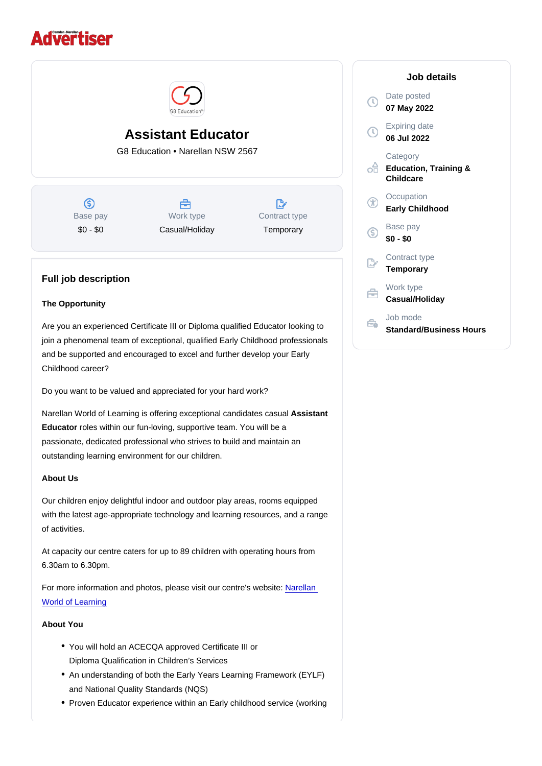# Assistant Educator

G8 Education • Narellan NSW 2567

| Base pay | Work type | Contract type |
|---|---|---|
| $0 - $0 | Casual/Holiday | Temporary |

## Job details

Date posted
**07 May 2022**

Expiring date
**06 Jul 2022**

Category
**Education, Training & Childcare**

Occupation
**Early Childhood**

Base pay
**$0 - $0**

Contract type
**Temporary**

Work type
**Casual/Holiday**

Job mode
**Standard/Business Hours**

## Full job description

### The Opportunity

Are you an experienced Certificate III or Diploma qualified Educator looking to join a phenomenal team of exceptional, qualified Early Childhood professionals and be supported and encouraged to excel and further develop your Early Childhood career?

Do you want to be valued and appreciated for your hard work?

Narellan World of Learning is offering exceptional candidates casual **Assistant Educator** roles within our fun-loving, supportive team. You will be a passionate, dedicated professional who strives to build and maintain an outstanding learning environment for our children.

### About Us

Our children enjoy delightful indoor and outdoor play areas, rooms equipped with the latest age-appropriate technology and learning resources, and a range of activities.

At capacity our centre caters for up to 89 children with operating hours from 6.30am to 6.30pm.

For more information and photos, please visit our centre's website: Narellan World of Learning

### About You

- You will hold an ACECQA approved Certificate III or Diploma Qualification in Children's Services
- An understanding of both the Early Years Learning Framework (EYLF) and National Quality Standards (NQS)
- Proven Educator experience within an Early childhood service (working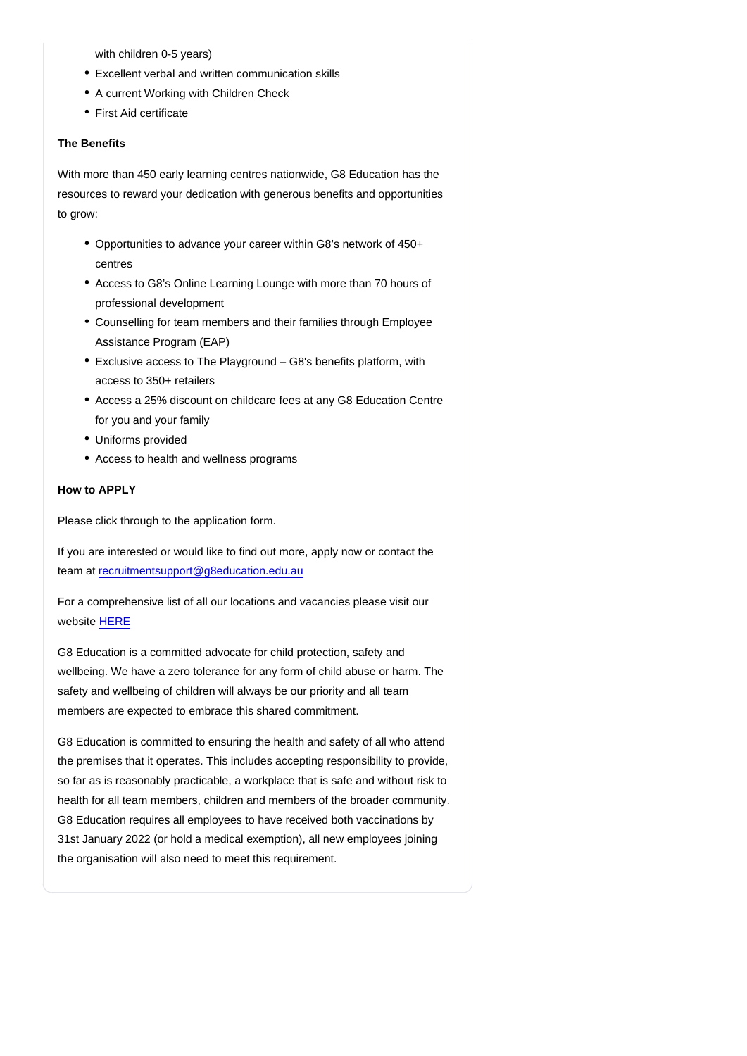with children 0-5 years)
- Excellent verbal and written communication skills
- A current Working with Children Check
- First Aid certificate

**The Benefits**

With more than 450 early learning centres nationwide, G8 Education has the resources to reward your dedication with generous benefits and opportunities to grow:

- Opportunities to advance your career within G8's network of 450+ centres
- Access to G8's Online Learning Lounge with more than 70 hours of professional development
- Counselling for team members and their families through Employee Assistance Program (EAP)
- Exclusive access to The Playground – G8's benefits platform, with access to 350+ retailers
- Access a 25% discount on childcare fees at any G8 Education Centre for you and your family
- Uniforms provided
- Access to health and wellness programs

**How to APPLY**

Please click through to the application form.

If you are interested or would like to find out more, apply now or contact the team at recruitmentsupport@g8education.edu.au

For a comprehensive list of all our locations and vacancies please visit our website HERE

G8 Education is a committed advocate for child protection, safety and wellbeing. We have a zero tolerance for any form of child abuse or harm. The safety and wellbeing of children will always be our priority and all team members are expected to embrace this shared commitment.

G8 Education is committed to ensuring the health and safety of all who attend the premises that it operates. This includes accepting responsibility to provide, so far as is reasonably practicable, a workplace that is safe and without risk to health for all team members, children and members of the broader community. G8 Education requires all employees to have received both vaccinations by 31st January 2022 (or hold a medical exemption), all new employees joining the organisation will also need to meet this requirement.